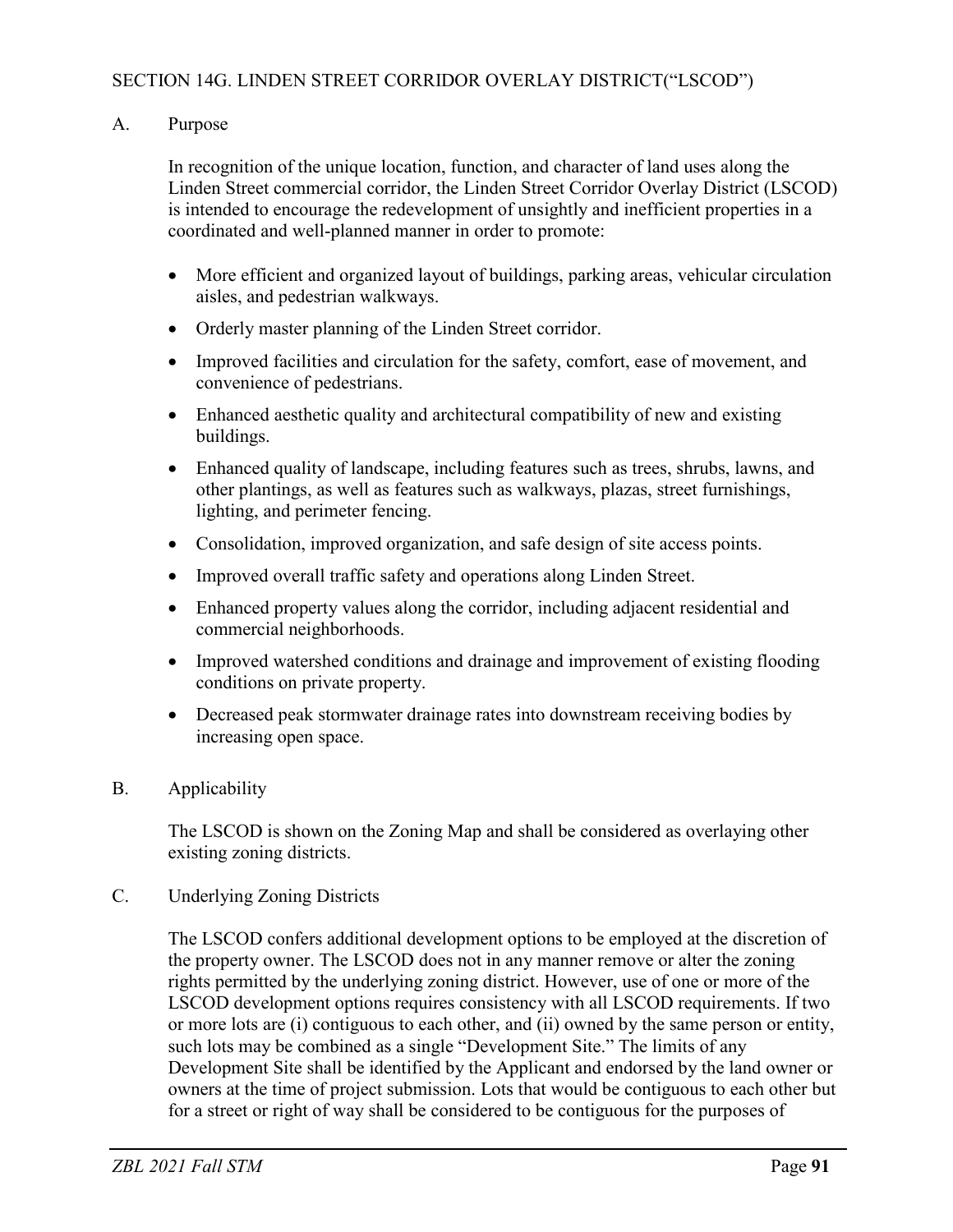## SECTION 14G. LINDEN STREET CORRIDOR OVERLAY DISTRICT("LSCOD")

### A. Purpose

In recognition of the unique location, function, and character of land uses along the Linden Street commercial corridor, the Linden Street Corridor Overlay District (LSCOD) is intended to encourage the redevelopment of unsightly and inefficient properties in a coordinated and well-planned manner in order to promote:

- More efficient and organized layout of buildings, parking areas, vehicular circulation aisles, and pedestrian walkways.
- Orderly master planning of the Linden Street corridor.
- Improved facilities and circulation for the safety, comfort, ease of movement, and convenience of pedestrians.
- Enhanced aesthetic quality and architectural compatibility of new and existing buildings.
- Enhanced quality of landscape, including features such as trees, shrubs, lawns, and other plantings, as well as features such as walkways, plazas, street furnishings, lighting, and perimeter fencing.
- Consolidation, improved organization, and safe design of site access points.
- Improved overall traffic safety and operations along Linden Street.
- Enhanced property values along the corridor, including adjacent residential and commercial neighborhoods.
- Improved watershed conditions and drainage and improvement of existing flooding conditions on private property.
- Decreased peak stormwater drainage rates into downstream receiving bodies by increasing open space.

### B. Applicability

The LSCOD is shown on the Zoning Map and shall be considered as overlaying other existing zoning districts.

### C. Underlying Zoning Districts

The LSCOD confers additional development options to be employed at the discretion of the property owner. The LSCOD does not in any manner remove or alter the zoning rights permitted by the underlying zoning district. However, use of one or more of the LSCOD development options requires consistency with all LSCOD requirements. If two or more lots are (i) contiguous to each other, and (ii) owned by the same person or entity, such lots may be combined as a single "Development Site." The limits of any Development Site shall be identified by the Applicant and endorsed by the land owner or owners at the time of project submission. Lots that would be contiguous to each other but for a street or right of way shall be considered to be contiguous for the purposes of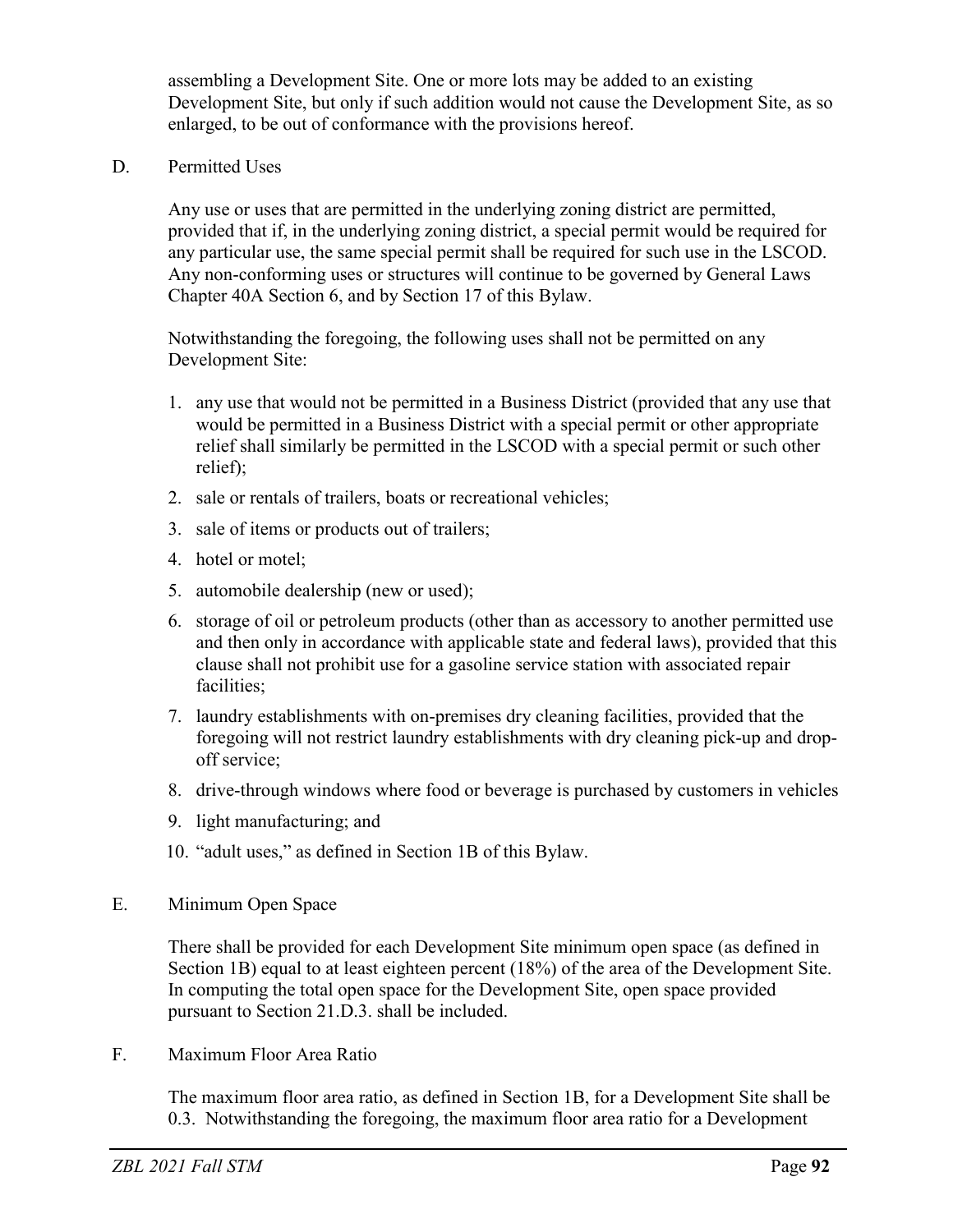assembling a Development Site. One or more lots may be added to an existing Development Site, but only if such addition would not cause the Development Site, as so enlarged, to be out of conformance with the provisions hereof.

D. Permitted Uses

Any use or uses that are permitted in the underlying zoning district are permitted, provided that if, in the underlying zoning district, a special permit would be required for any particular use, the same special permit shall be required for such use in the LSCOD. Any non-conforming uses or structures will continue to be governed by General Laws Chapter 40A Section 6, and by Section 17 of this Bylaw.

Notwithstanding the foregoing, the following uses shall not be permitted on any Development Site:

1. any use that would not be permitted in a Business District (provided that any use that would be permitted in a Business District with a special permit or other appropriate relief shall similarly be permitted in the LSCOD with a special permit or such other relief);
2. sale or rentals of trailers, boats or recreational vehicles;
3. sale of items or products out of trailers;
4. hotel or motel;
5. automobile dealership (new or used);
6. storage of oil or petroleum products (other than as accessory to another permitted use and then only in accordance with applicable state and federal laws), provided that this clause shall not prohibit use for a gasoline service station with associated repair facilities;
7. laundry establishments with on-premises dry cleaning facilities, provided that the foregoing will not restrict laundry establishments with dry cleaning pick-up and drop-off service;
8. drive-through windows where food or beverage is purchased by customers in vehicles
9. light manufacturing; and
10. "adult uses," as defined in Section 1B of this Bylaw.

E. Minimum Open Space

There shall be provided for each Development Site minimum open space (as defined in Section 1B) equal to at least eighteen percent (18%) of the area of the Development Site. In computing the total open space for the Development Site, open space provided pursuant to Section 21.D.3. shall be included.

F. Maximum Floor Area Ratio

The maximum floor area ratio, as defined in Section 1B, for a Development Site shall be 0.3. Notwithstanding the foregoing, the maximum floor area ratio for a Development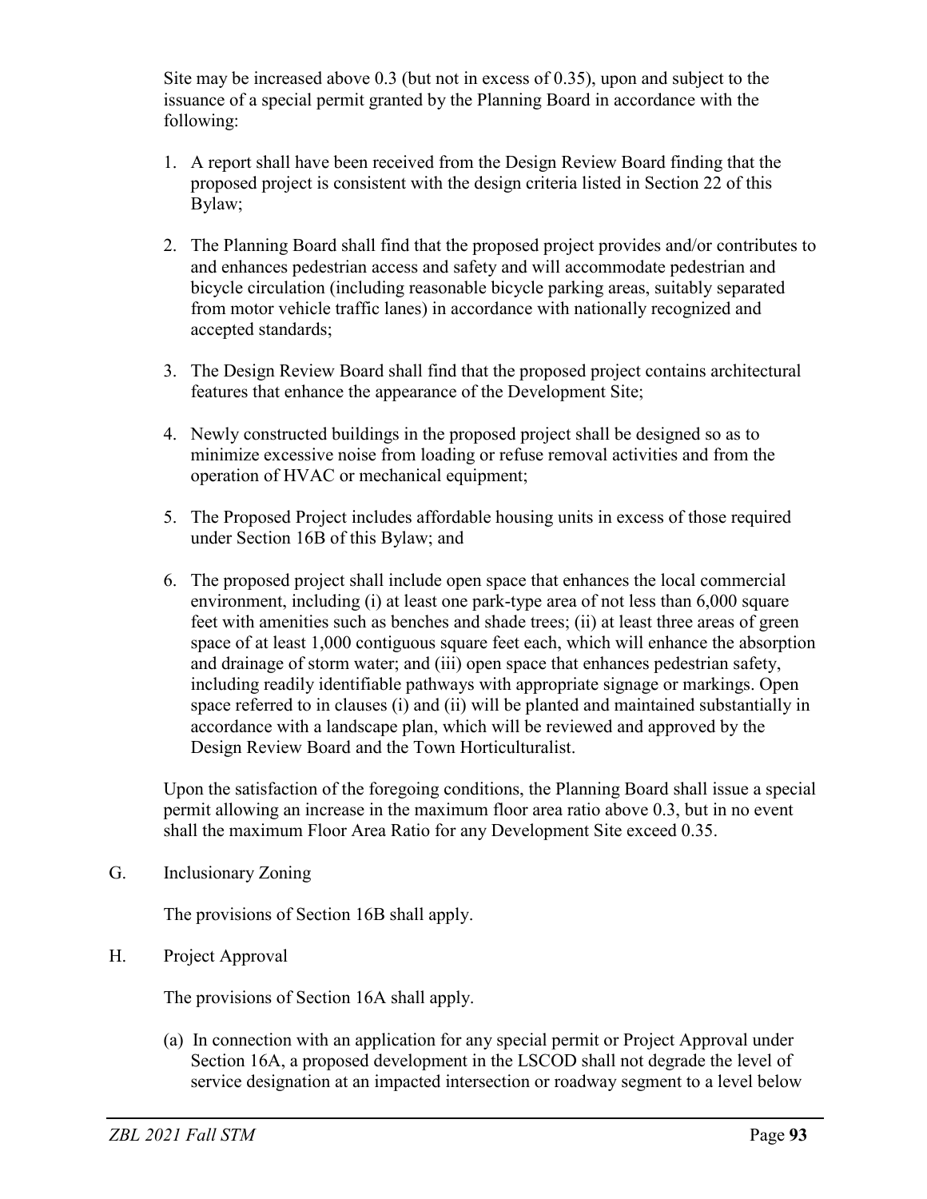Site may be increased above 0.3 (but not in excess of 0.35), upon and subject to the issuance of a special permit granted by the Planning Board in accordance with the following:

1. A report shall have been received from the Design Review Board finding that the proposed project is consistent with the design criteria listed in Section 22 of this Bylaw;

2. The Planning Board shall find that the proposed project provides and/or contributes to and enhances pedestrian access and safety and will accommodate pedestrian and bicycle circulation (including reasonable bicycle parking areas, suitably separated from motor vehicle traffic lanes) in accordance with nationally recognized and accepted standards;

3. The Design Review Board shall find that the proposed project contains architectural features that enhance the appearance of the Development Site;

4. Newly constructed buildings in the proposed project shall be designed so as to minimize excessive noise from loading or refuse removal activities and from the operation of HVAC or mechanical equipment;

5. The Proposed Project includes affordable housing units in excess of those required under Section 16B of this Bylaw; and

6. The proposed project shall include open space that enhances the local commercial environment, including (i) at least one park-type area of not less than 6,000 square feet with amenities such as benches and shade trees; (ii) at least three areas of green space of at least 1,000 contiguous square feet each, which will enhance the absorption and drainage of storm water; and (iii) open space that enhances pedestrian safety, including readily identifiable pathways with appropriate signage or markings. Open space referred to in clauses (i) and (ii) will be planted and maintained substantially in accordance with a landscape plan, which will be reviewed and approved by the Design Review Board and the Town Horticulturalist.

Upon the satisfaction of the foregoing conditions, the Planning Board shall issue a special permit allowing an increase in the maximum floor area ratio above 0.3, but in no event shall the maximum Floor Area Ratio for any Development Site exceed 0.35.

G. Inclusionary Zoning

The provisions of Section 16B shall apply.

H. Project Approval

The provisions of Section 16A shall apply.

(a) In connection with an application for any special permit or Project Approval under Section 16A, a proposed development in the LSCOD shall not degrade the level of service designation at an impacted intersection or roadway segment to a level below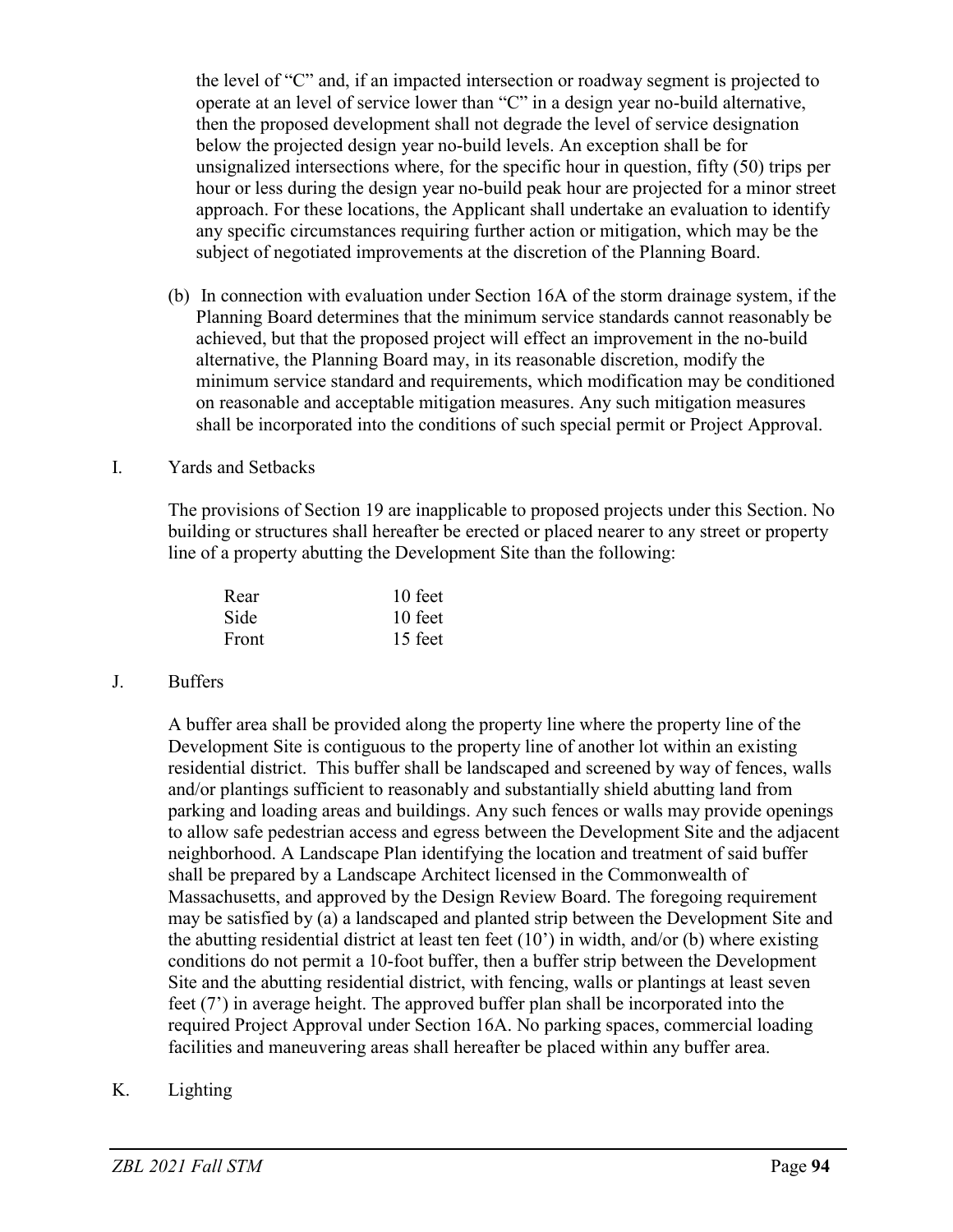the level of "C" and, if an impacted intersection or roadway segment is projected to operate at an level of service lower than "C" in a design year no-build alternative, then the proposed development shall not degrade the level of service designation below the projected design year no-build levels. An exception shall be for unsignalized intersections where, for the specific hour in question, fifty (50) trips per hour or less during the design year no-build peak hour are projected for a minor street approach. For these locations, the Applicant shall undertake an evaluation to identify any specific circumstances requiring further action or mitigation, which may be the subject of negotiated improvements at the discretion of the Planning Board.

(b) In connection with evaluation under Section 16A of the storm drainage system, if the Planning Board determines that the minimum service standards cannot reasonably be achieved, but that the proposed project will effect an improvement in the no-build alternative, the Planning Board may, in its reasonable discretion, modify the minimum service standard and requirements, which modification may be conditioned on reasonable and acceptable mitigation measures. Any such mitigation measures shall be incorporated into the conditions of such special permit or Project Approval.

I. Yards and Setbacks

The provisions of Section 19 are inapplicable to proposed projects under this Section. No building or structures shall hereafter be erected or placed nearer to any street or property line of a property abutting the Development Site than the following:

| | |
|---|---|
| Rear | 10 feet |
| Side | 10 feet |
| Front | 15 feet |

J. Buffers

A buffer area shall be provided along the property line where the property line of the Development Site is contiguous to the property line of another lot within an existing residential district. This buffer shall be landscaped and screened by way of fences, walls and/or plantings sufficient to reasonably and substantially shield abutting land from parking and loading areas and buildings. Any such fences or walls may provide openings to allow safe pedestrian access and egress between the Development Site and the adjacent neighborhood. A Landscape Plan identifying the location and treatment of said buffer shall be prepared by a Landscape Architect licensed in the Commonwealth of Massachusetts, and approved by the Design Review Board. The foregoing requirement may be satisfied by (a) a landscaped and planted strip between the Development Site and the abutting residential district at least ten feet (10') in width, and/or (b) where existing conditions do not permit a 10-foot buffer, then a buffer strip between the Development Site and the abutting residential district, with fencing, walls or plantings at least seven feet (7') in average height. The approved buffer plan shall be incorporated into the required Project Approval under Section 16A. No parking spaces, commercial loading facilities and maneuvering areas shall hereafter be placed within any buffer area.

K. Lighting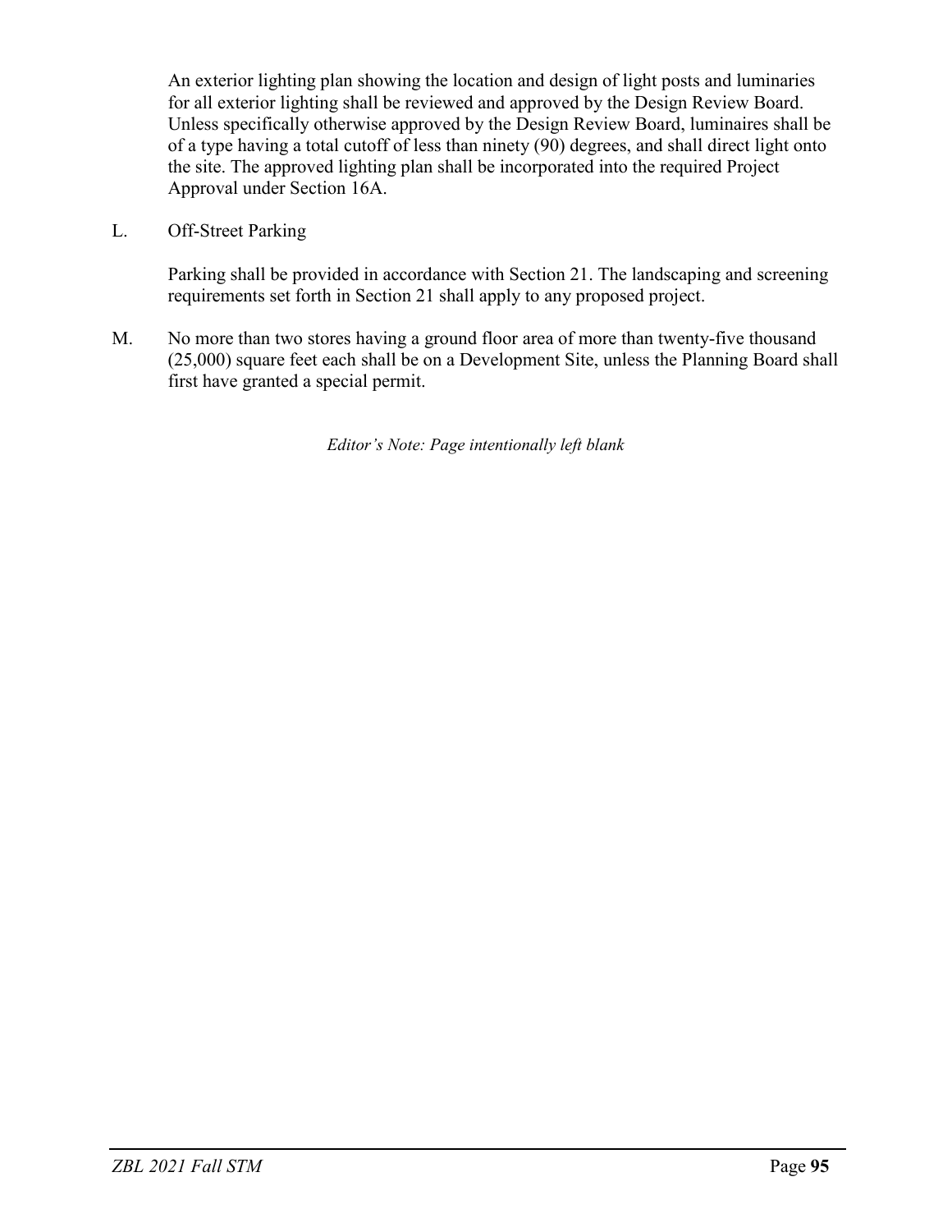An exterior lighting plan showing the location and design of light posts and luminaries for all exterior lighting shall be reviewed and approved by the Design Review Board. Unless specifically otherwise approved by the Design Review Board, luminaires shall be of a type having a total cutoff of less than ninety (90) degrees, and shall direct light onto the site. The approved lighting plan shall be incorporated into the required Project Approval under Section 16A.

L. Off-Street Parking

Parking shall be provided in accordance with Section 21. The landscaping and screening requirements set forth in Section 21 shall apply to any proposed project.

M. No more than two stores having a ground floor area of more than twenty-five thousand (25,000) square feet each shall be on a Development Site, unless the Planning Board shall first have granted a special permit.

*Editor's Note: Page intentionally left blank*